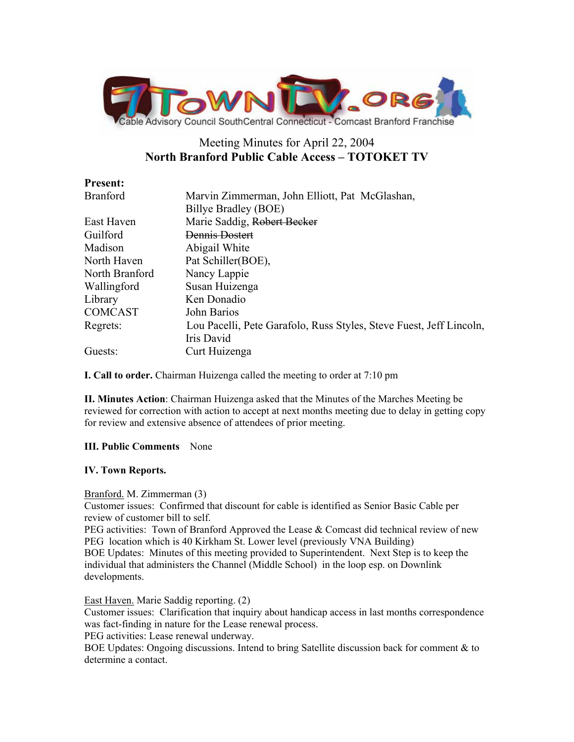Cable Advisory Council SouthCentral Connecticut - Comcast Branford Franchise

# Meeting Minutes for April 22, 2004
## North Branford Public Cable Access – TOTOKET TV

**Present:**

| | |
|---|---|
| Branford | Marvin Zimmerman, John Elliott, Pat McGlashan, Billye Bradley (BOE) |
| East Haven | Marie Saddig, ~~Robert Becker~~ |
| Guilford | ~~Dennis Dostert~~ |
| Madison | Abigail White |
| North Haven | Pat Schiller(BOE), |
| North Branford | Nancy Lappie |
| Wallingford | Susan Huizenga |
| Library | Ken Donadio |
| COMCAST | John Barios |
| Regrets: | Lou Pacelli, Pete Garafolo, Russ Styles, Steve Fuest, Jeff Lincoln, Iris David |
| Guests: | Curt Huizenga |

**I. Call to order.** Chairman Huizenga called the meeting to order at 7:10 pm

**II. Minutes Action**: Chairman Huizenga asked that the Minutes of the Marches Meeting be reviewed for correction with action to accept at next months meeting due to delay in getting copy for review and extensive absence of attendees of prior meeting.

**III. Public Comments** None

**IV. Town Reports.**

Branford. M. Zimmerman (3)
Customer issues: Confirmed that discount for cable is identified as Senior Basic Cable per review of customer bill to self.
PEG activities: Town of Branford Approved the Lease & Comcast did technical review of new PEG location which is 40 Kirkham St. Lower level (previously VNA Building)
BOE Updates: Minutes of this meeting provided to Superintendent. Next Step is to keep the individual that administers the Channel (Middle School) in the loop esp. on Downlink developments.

East Haven. Marie Saddig reporting. (2)
Customer issues: Clarification that inquiry about handicap access in last months correspondence was fact-finding in nature for the Lease renewal process.
PEG activities: Lease renewal underway.
BOE Updates: Ongoing discussions. Intend to bring Satellite discussion back for comment & to determine a contact.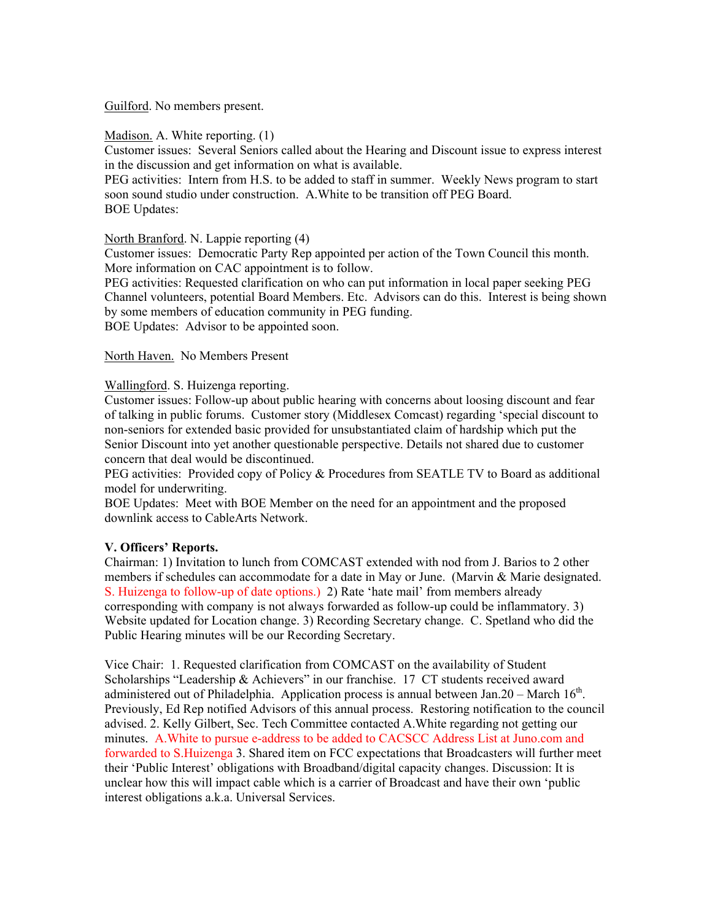Guilford. No members present.

Madison. A. White reporting. (1)
Customer issues: Several Seniors called about the Hearing and Discount issue to express interest in the discussion and get information on what is available.
PEG activities: Intern from H.S. to be added to staff in summer. Weekly News program to start soon sound studio under construction. A.White to be transition off PEG Board.
BOE Updates:

North Branford. N. Lappie reporting (4)
Customer issues: Democratic Party Rep appointed per action of the Town Council this month. More information on CAC appointment is to follow.
PEG activities: Requested clarification on who can put information in local paper seeking PEG Channel volunteers, potential Board Members. Etc. Advisors can do this. Interest is being shown by some members of education community in PEG funding.
BOE Updates: Advisor to be appointed soon.

North Haven. No Members Present

Wallingford. S. Huizenga reporting.
Customer issues: Follow-up about public hearing with concerns about loosing discount and fear of talking in public forums. Customer story (Middlesex Comcast) regarding 'special discount to non-seniors for extended basic provided for unsubstantiated claim of hardship which put the Senior Discount into yet another questionable perspective. Details not shared due to customer concern that deal would be discontinued.
PEG activities: Provided copy of Policy & Procedures from SEATLE TV to Board as additional model for underwriting.
BOE Updates: Meet with BOE Member on the need for an appointment and the proposed downlink access to CableArts Network.

**V. Officers' Reports.**
Chairman: 1) Invitation to lunch from COMCAST extended with nod from J. Barios to 2 other members if schedules can accommodate for a date in May or June. (Marvin & Marie designated. S. Huizenga to follow-up of date options.) 2) Rate 'hate mail' from members already corresponding with company is not always forwarded as follow-up could be inflammatory. 3) Website updated for Location change. 3) Recording Secretary change. C. Spetland who did the Public Hearing minutes will be our Recording Secretary.

Vice Chair: 1. Requested clarification from COMCAST on the availability of Student Scholarships "Leadership & Achievers" in our franchise. 17 CT students received award administered out of Philadelphia. Application process is annual between Jan.20 – March 16th. Previously, Ed Rep notified Advisors of this annual process. Restoring notification to the council advised. 2. Kelly Gilbert, Sec. Tech Committee contacted A.White regarding not getting our minutes. A.White to pursue e-address to be added to CACSCC Address List at Juno.com and forwarded to S.Huizenga 3. Shared item on FCC expectations that Broadcasters will further meet their 'Public Interest' obligations with Broadband/digital capacity changes. Discussion: It is unclear how this will impact cable which is a carrier of Broadcast and have their own 'public interest obligations a.k.a. Universal Services.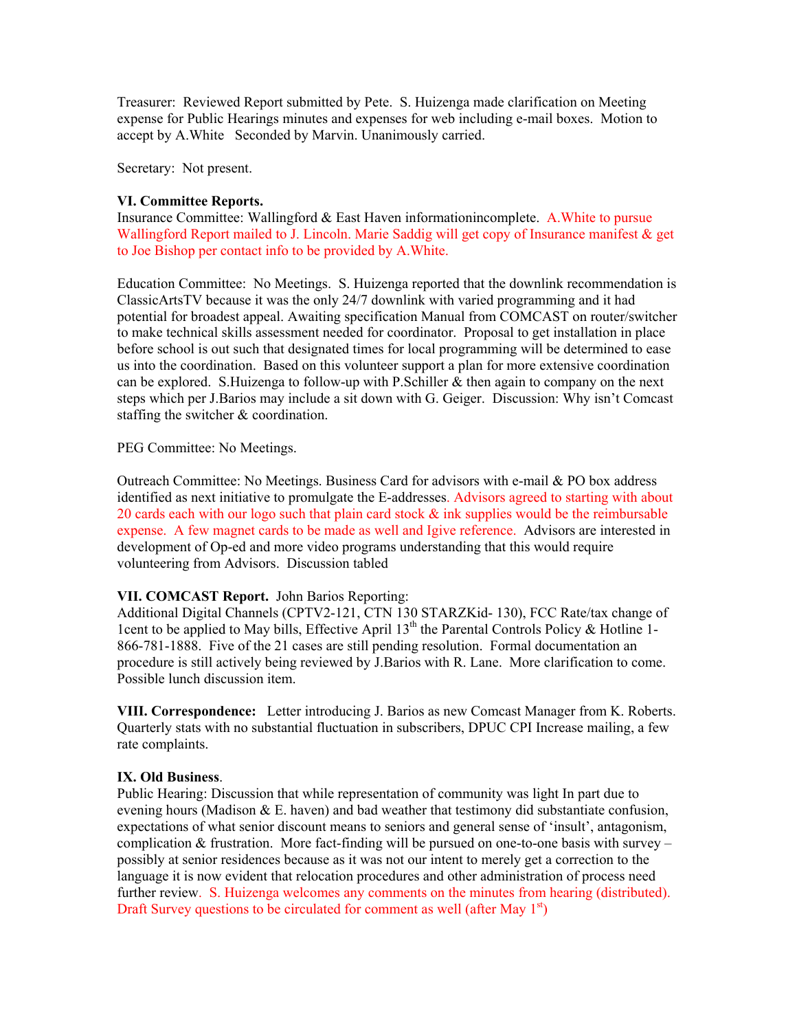Treasurer: Reviewed Report submitted by Pete. S. Huizenga made clarification on Meeting expense for Public Hearings minutes and expenses for web including e-mail boxes. Motion to accept by A.White Seconded by Marvin. Unanimously carried.

Secretary: Not present.

**VI. Committee Reports.**
Insurance Committee: Wallingford & East Haven informationincomplete. A.White to pursue Wallingford Report mailed to J. Lincoln. Marie Saddig will get copy of Insurance manifest & get to Joe Bishop per contact info to be provided by A.White.

Education Committee: No Meetings. S. Huizenga reported that the downlink recommendation is ClassicArtsTV because it was the only 24/7 downlink with varied programming and it had potential for broadest appeal. Awaiting specification Manual from COMCAST on router/switcher to make technical skills assessment needed for coordinator. Proposal to get installation in place before school is out such that designated times for local programming will be determined to ease us into the coordination. Based on this volunteer support a plan for more extensive coordination can be explored. S.Huizenga to follow-up with P.Schiller & then again to company on the next steps which per J.Barios may include a sit down with G. Geiger. Discussion: Why isn't Comcast staffing the switcher & coordination.

PEG Committee: No Meetings.

Outreach Committee: No Meetings. Business Card for advisors with e-mail & PO box address identified as next initiative to promulgate the E-addresses. Advisors agreed to starting with about 20 cards each with our logo such that plain card stock & ink supplies would be the reimbursable expense. A few magnet cards to be made as well and Igive reference. Advisors are interested in development of Op-ed and more video programs understanding that this would require volunteering from Advisors. Discussion tabled

**VII. COMCAST Report.** John Barios Reporting:
Additional Digital Channels (CPTV2-121, CTN 130 STARZKid- 130), FCC Rate/tax change of 1cent to be applied to May bills, Effective April 13th the Parental Controls Policy & Hotline 1-866-781-1888. Five of the 21 cases are still pending resolution. Formal documentation an procedure is still actively being reviewed by J.Barios with R. Lane. More clarification to come. Possible lunch discussion item.

**VIII. Correspondence:** Letter introducing J. Barios as new Comcast Manager from K. Roberts. Quarterly stats with no substantial fluctuation in subscribers, DPUC CPI Increase mailing, a few rate complaints.

**IX. Old Business**.
Public Hearing: Discussion that while representation of community was light In part due to evening hours (Madison & E. haven) and bad weather that testimony did substantiate confusion, expectations of what senior discount means to seniors and general sense of 'insult', antagonism, complication & frustration. More fact-finding will be pursued on one-to-one basis with survey – possibly at senior residences because as it was not our intent to merely get a correction to the language it is now evident that relocation procedures and other administration of process need further review. S. Huizenga welcomes any comments on the minutes from hearing (distributed). Draft Survey questions to be circulated for comment as well (after May 1st)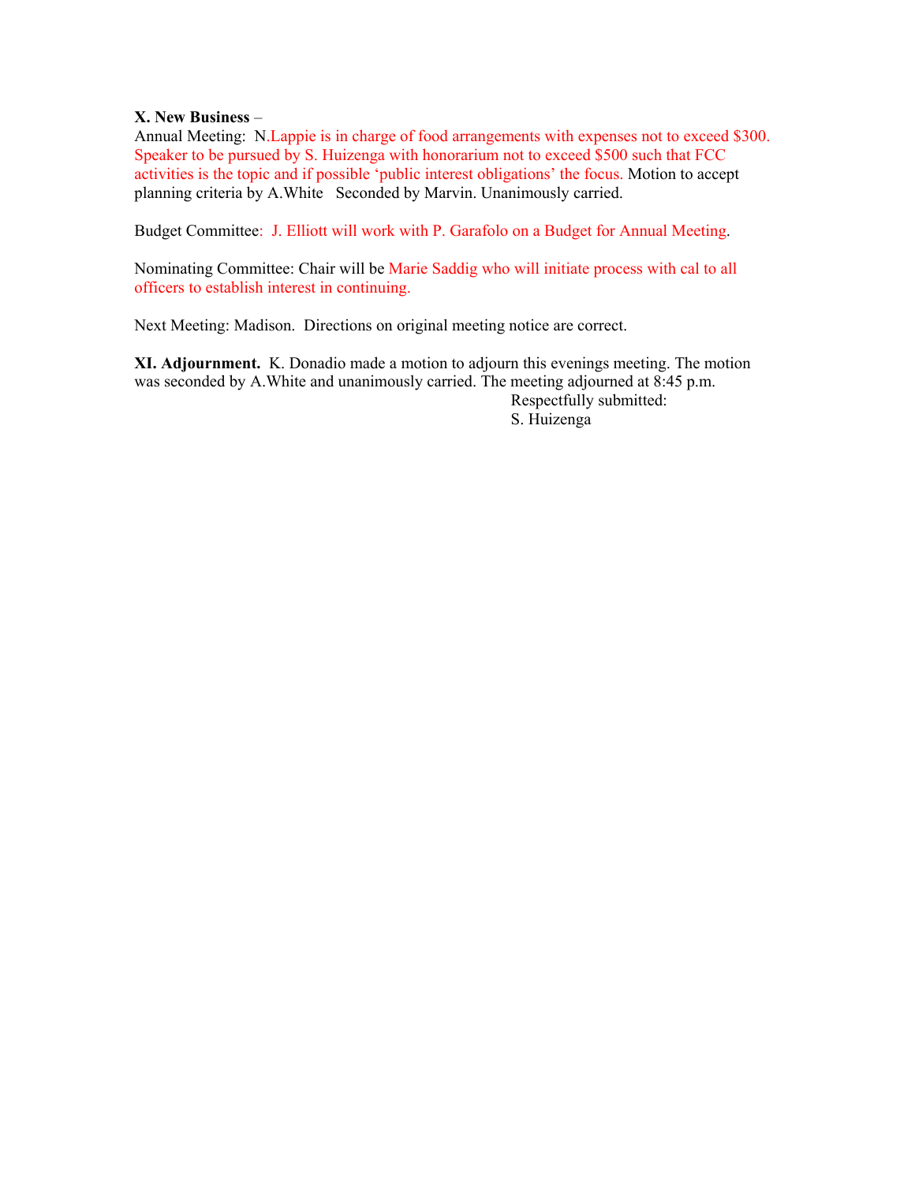**X. New Business** –

Annual Meeting: N.Lappie is in charge of food arrangements with expenses not to exceed $300. Speaker to be pursued by S. Huizenga with honorarium not to exceed $500 such that FCC activities is the topic and if possible 'public interest obligations' the focus. Motion to accept planning criteria by A.White Seconded by Marvin. Unanimously carried.

Budget Committee: J. Elliott will work with P. Garafolo on a Budget for Annual Meeting.

Nominating Committee: Chair will be Marie Saddig who will initiate process with cal to all officers to establish interest in continuing.

Next Meeting: Madison. Directions on original meeting notice are correct.

**XI. Adjournment.** K. Donadio made a motion to adjourn this evenings meeting. The motion was seconded by A.White and unanimously carried. The meeting adjourned at 8:45 p.m.

Respectfully submitted:
S. Huizenga